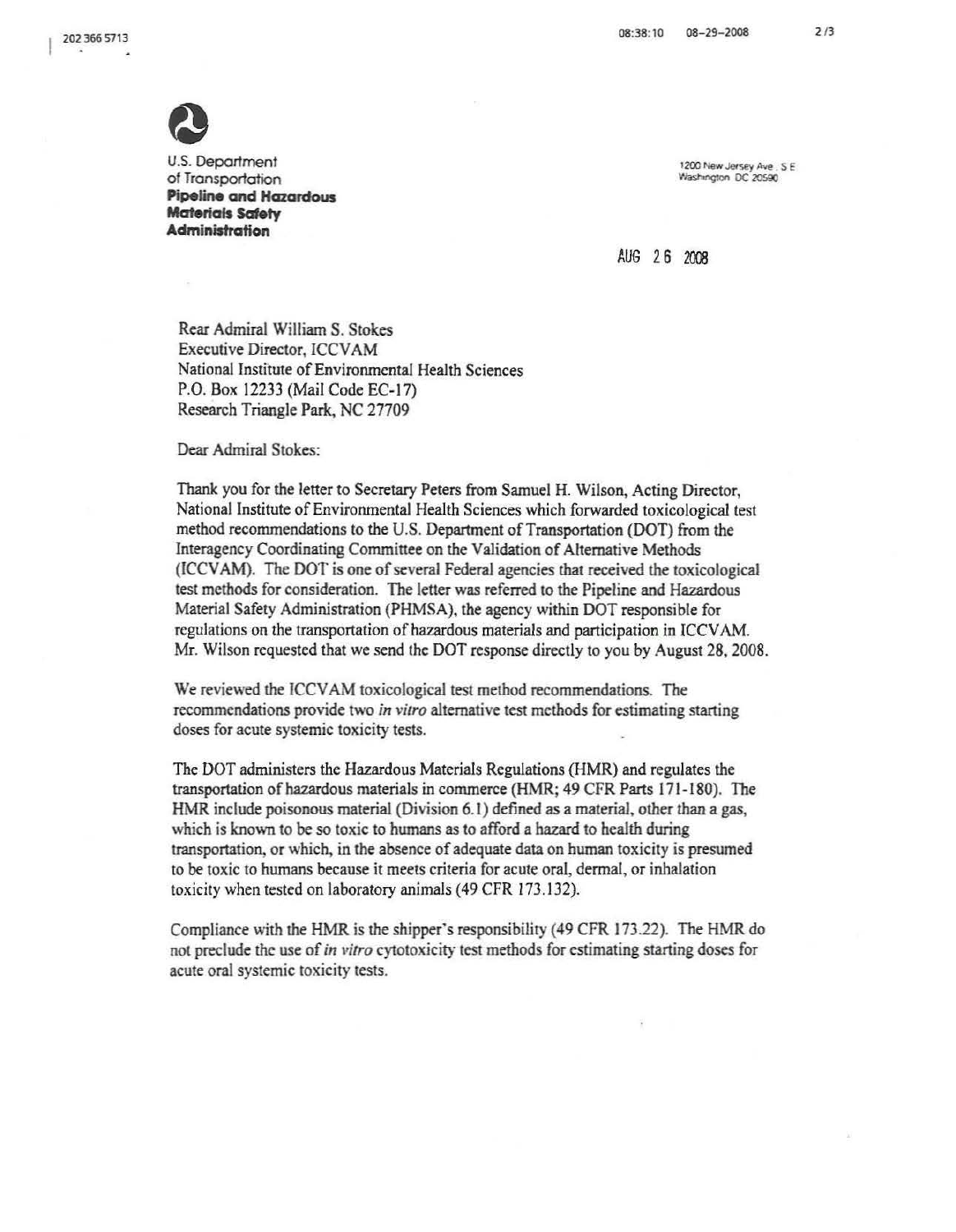U.S. Department of Transportation
**Pipeline and Hazardous Materials Safety Administration**

1200 New Jersey Ave., S.E.
Washington DC 20590

AUG 26 2008

Rear Admiral William S. Stokes
Executive Director, ICCVAM
National Institute of Environmental Health Sciences
P.O. Box 12233 (Mail Code EC-17)
Research Triangle Park, NC 27709

Dear Admiral Stokes:

Thank you for the letter to Secretary Peters from Samuel H. Wilson, Acting Director, National Institute of Environmental Health Sciences which forwarded toxicological test method recommendations to the U.S. Department of Transportation (DOT) from the Interagency Coordinating Committee on the Validation of Alternative Methods (ICCVAM). The DOT is one of several Federal agencies that received the toxicological test methods for consideration. The letter was referred to the Pipeline and Hazardous Material Safety Administration (PHMSA), the agency within DOT responsible for regulations on the transportation of hazardous materials and participation in ICCVAM. Mr. Wilson requested that we send the DOT response directly to you by August 28, 2008.

We reviewed the ICCVAM toxicological test method recommendations. The recommendations provide two *in vitro* alternative test methods for estimating starting doses for acute systemic toxicity tests.

The DOT administers the Hazardous Materials Regulations (HMR) and regulates the transportation of hazardous materials in commerce (HMR; 49 CFR Parts 171-180). The HMR include poisonous material (Division 6.1) defined as a material, other than a gas, which is known to be so toxic to humans as to afford a hazard to health during transportation, or which, in the absence of adequate data on human toxicity is presumed to be toxic to humans because it meets criteria for acute oral, dermal, or inhalation toxicity when tested on laboratory animals (49 CFR 173.132).

Compliance with the HMR is the shipper's responsibility (49 CFR 173.22). The HMR do not preclude the use of *in vitro* cytotoxicity test methods for estimating starting doses for acute oral systemic toxicity tests.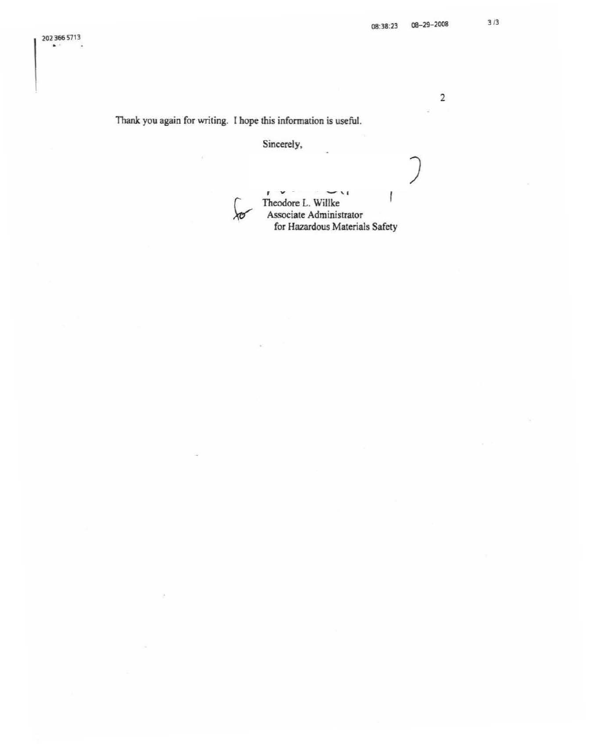Thank you again for writing. I hope this information is useful.

Sincerely,

Theodore L. Willke
Associate Administrator
for Hazardous Materials Safety